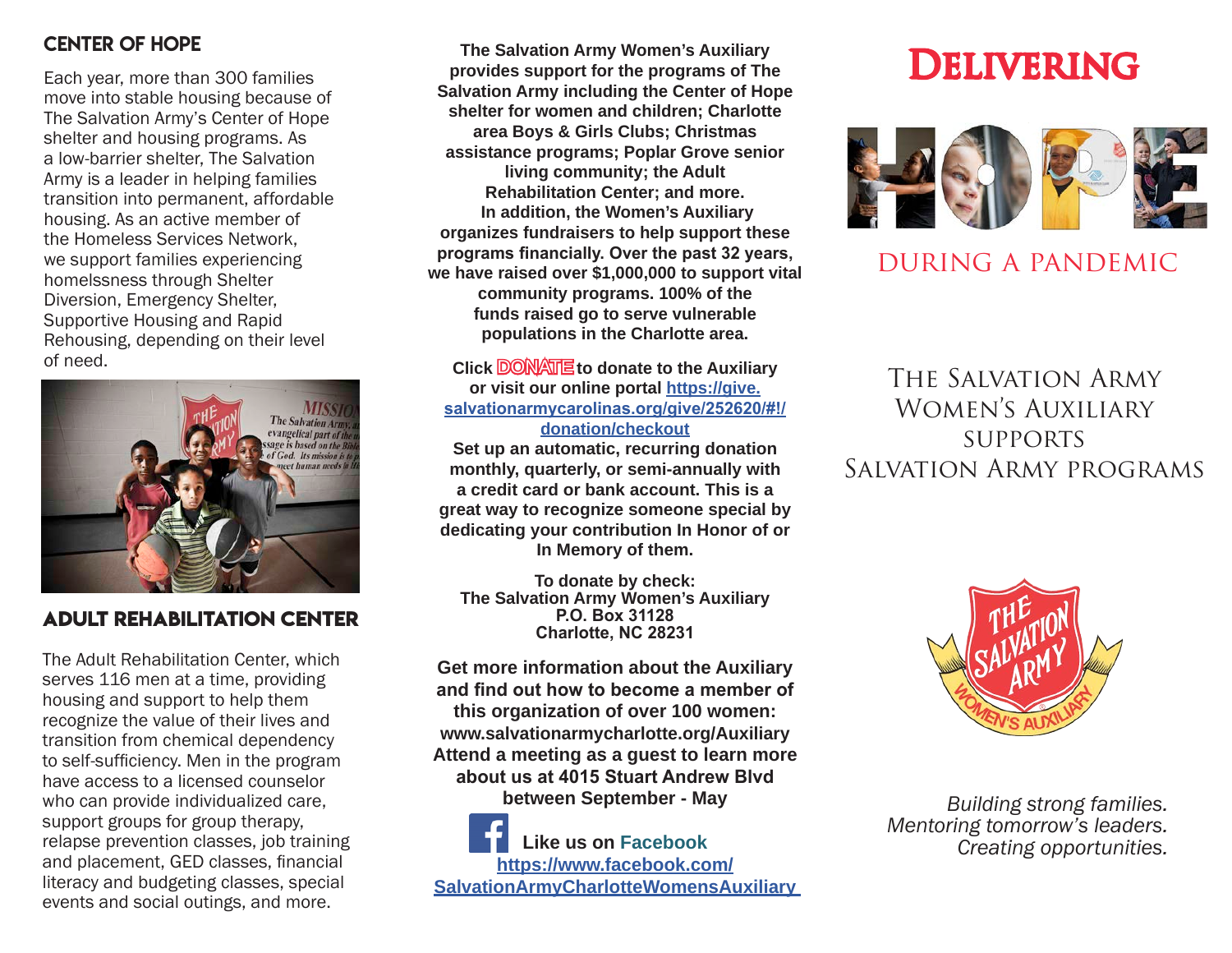## CENTER OF HOPE

Each year, more than 300 families move into stable housing because of The Salvation Army's Center of Hope shelter and housing programs. As a low-barrier shelter, The Salvation Army is a leader in helping families transition into permanent, affordable housing. As an active member of the Homeless Services Network, we support families experiencing homelssness through Shelter Diversion, Emergency Shelter, Supportive Housing and Rapid Rehousing, depending on their level of need.

## ADULT REHABILITATION CENTER

The Adult Rehabilitation Center, which serves 116 men at a time, providing housing and support to help them recognize the value of their lives and transition from chemical dependency to self-sufficiency. Men in the program have access to a licensed counselor who can provide individualized care, support groups for group therapy, relapse prevention classes, job training and placement, GED classes, financial literacy and budgeting classes, special events and social outings, and more.

**The Salvation Army Women's Auxiliary provides support for the programs of The Salvation Army including the Center of Hope shelter for women and children; Charlotte area Boys & Girls Clubs; Christmas assistance programs; Poplar Grove senior living community; the Adult Rehabilitation Center; and more. In addition, the Women's Auxiliary organizes fundraisers to help support these programs financially. Over the past 32 years, we have raised over $1,000,000 to support vital community programs. 100% of the funds raised go to serve vulnerable populations in the Charlotte area.**

**Click DONATE to donate to the Auxiliary or visit our online portal [https://give.salvationarmycarolinas.org/give/252620/#!/donation/checkout](https://give.salvationarmycarolinas.org/give/252620/#!/donation/checkout)**
**Set up an automatic, recurring donation monthly, quarterly, or semi-annually with a credit card or bank account. This is a great way to recognize someone special by dedicating your contribution In Honor of or In Memory of them.**

**To donate by check:**
**The Salvation Army Women's Auxiliary**
**P.O. Box 31128**
**Charlotte, NC 28231**

**Get more information about the Auxiliary and find out how to become a member of this organization of over 100 women: www.salvationarmycharlotte.org/Auxiliary**
**Attend a meeting as a guest to learn more about us at 4015 Stuart Andrew Blvd between September - May**

**Like us on Facebook**
**[https://www.facebook.com/SalvationArmyCharlotteWomensAuxiliary](https://www.facebook.com/SalvationArmyCharlotteWomensAuxiliary)**

# Delivering HOPE

## during a pandemic

## The Salvation Army Women's Auxiliary supports Salvation Army programs

*Building strong families.*
*Mentoring tomorrow's leaders.*
*Creating opportunities.*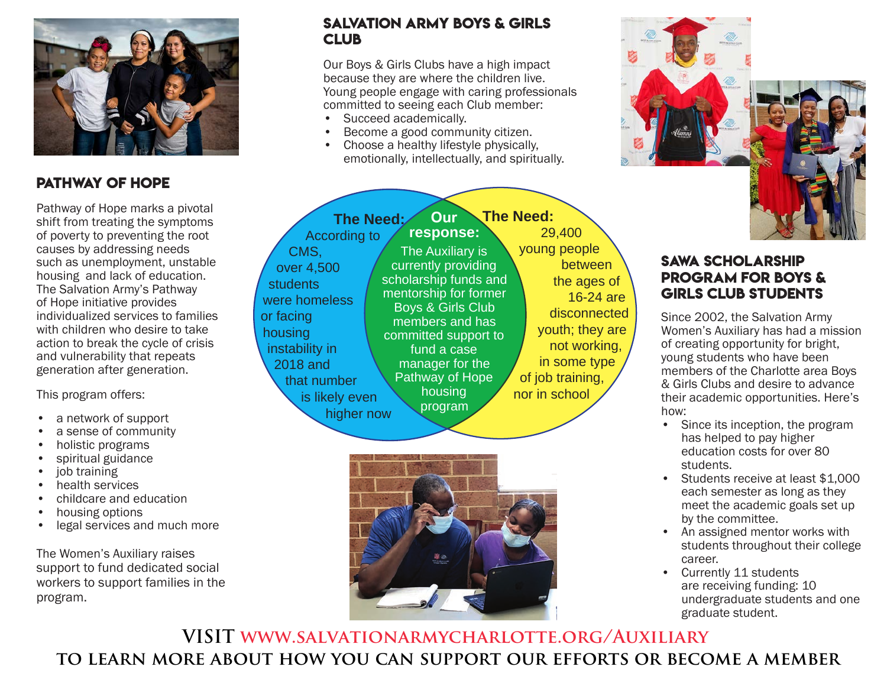## PATHWAY OF HOPE

Pathway of Hope marks a pivotal shift from treating the symptoms of poverty to preventing the root causes by addressing needs such as unemployment, unstable housing and lack of education. The Salvation Army's Pathway of Hope initiative provides individualized services to families with children who desire to take action to break the cycle of crisis and vulnerability that repeats generation after generation.

This program offers:

- a network of support
- a sense of community
- holistic programs
- spiritual guidance
- job training
- health services
- childcare and education
- housing options
- legal services and much more

The Women's Auxiliary raises support to fund dedicated social workers to support families in the program.

## SALVATION ARMY BOYS & GIRLS CLUB

Our Boys & Girls Clubs have a high impact because they are where the children live. Young people engage with caring professionals committed to seeing each Club member:

- Succeed academically.
- Become a good community citizen.
- Choose a healthy lifestyle physically, emotionally, intellectually, and spiritually.

**The Need:** According to CMS, over 4,500 students were homeless or facing housing instability in 2018 and that number is likely even higher now

**Our response:** The Auxiliary is currently providing scholarship funds and mentorship for former Boys & Girls Club members and has committed support to fund a case manager for the Pathway of Hope housing program

**The Need:** 29,400 young people between the ages of 16-24 are disconnected youth; they are not working, in some type of job training, nor in school

## SAWA SCHOLARSHIP PROGRAM FOR BOYS & GIRLS CLUB STUDENTS

Since 2002, the Salvation Army Women's Auxiliary has had a mission of creating opportunity for bright, young students who have been members of the Charlotte area Boys & Girls Clubs and desire to advance their academic opportunities. Here's how:

- Since its inception, the program has helped to pay higher education costs for over 80 students.
- Students receive at least $1,000 each semester as long as they meet the academic goals set up by the committee.
- An assigned mentor works with students throughout their college career.
- Currently 11 students are receiving funding: 10 undergraduate students and one graduate student.

**VISIT WWW.SALVATIONARMYCHARLOTTE.ORG/AUXILIARY**
**TO LEARN MORE ABOUT HOW YOU CAN SUPPORT OUR EFFORTS OR BECOME A MEMBER**